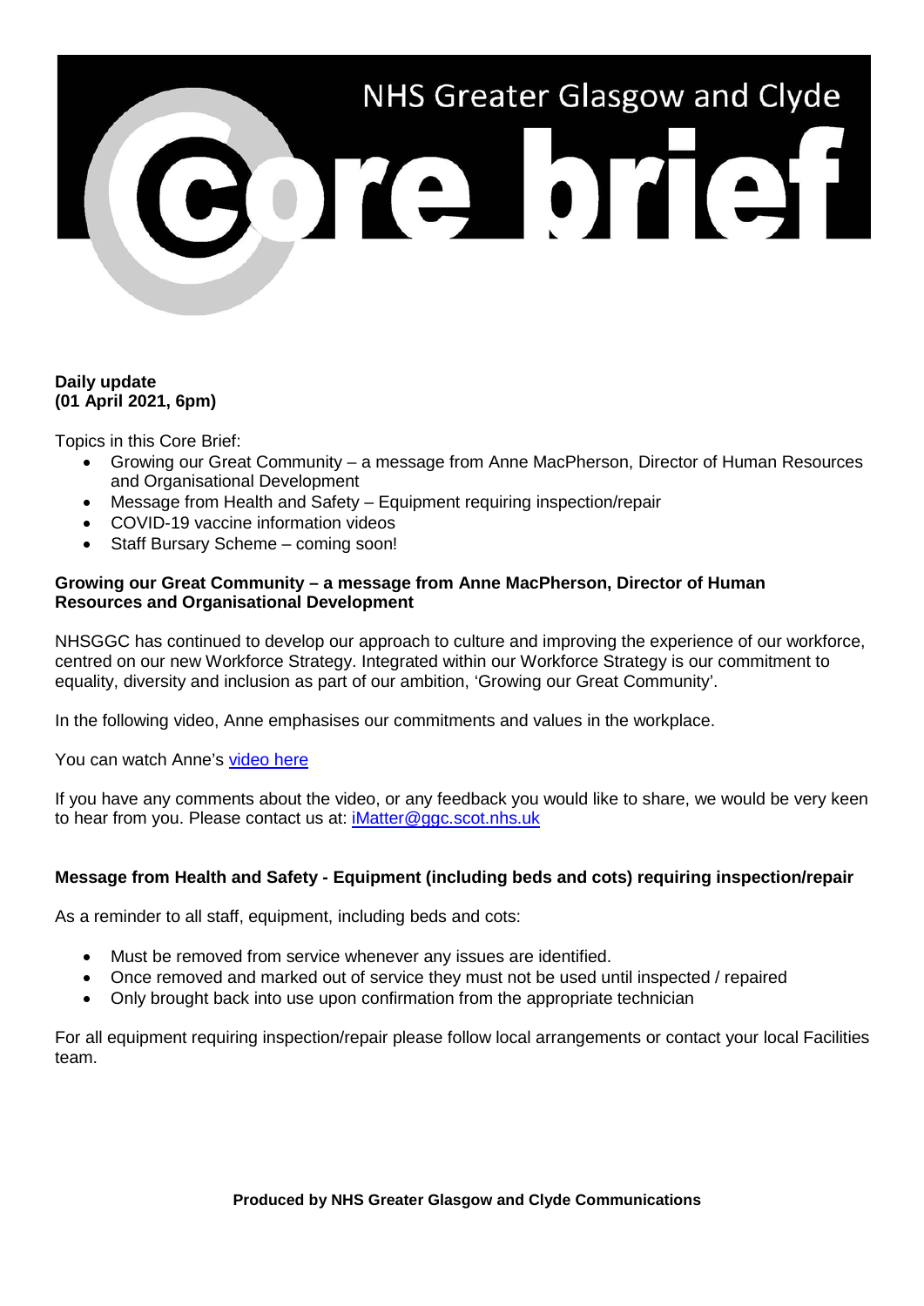# NHS Greater Glasgow and Clyde Core brief

**Daily update**
**(01 April 2021, 6pm)**

Topics in this Core Brief:

- Growing our Great Community – a message from Anne MacPherson, Director of Human Resources and Organisational Development
- Message from Health and Safety – Equipment requiring inspection/repair
- COVID-19 vaccine information videos
- Staff Bursary Scheme – coming soon!

## Growing our Great Community – a message from Anne MacPherson, Director of Human Resources and Organisational Development

NHSGGC has continued to develop our approach to culture and improving the experience of our workforce, centred on our new Workforce Strategy. Integrated within our Workforce Strategy is our commitment to equality, diversity and inclusion as part of our ambition, 'Growing our Great Community'.

In the following video, Anne emphasises our commitments and values in the workplace.

You can watch Anne's video here

If you have any comments about the video, or any feedback you would like to share, we would be very keen to hear from you. Please contact us at: iMatter@ggc.scot.nhs.uk

## Message from Health and Safety - Equipment (including beds and cots) requiring inspection/repair

As a reminder to all staff, equipment, including beds and cots:

- Must be removed from service whenever any issues are identified.
- Once removed and marked out of service they must not be used until inspected / repaired
- Only brought back into use upon confirmation from the appropriate technician

For all equipment requiring inspection/repair please follow local arrangements or contact your local Facilities team.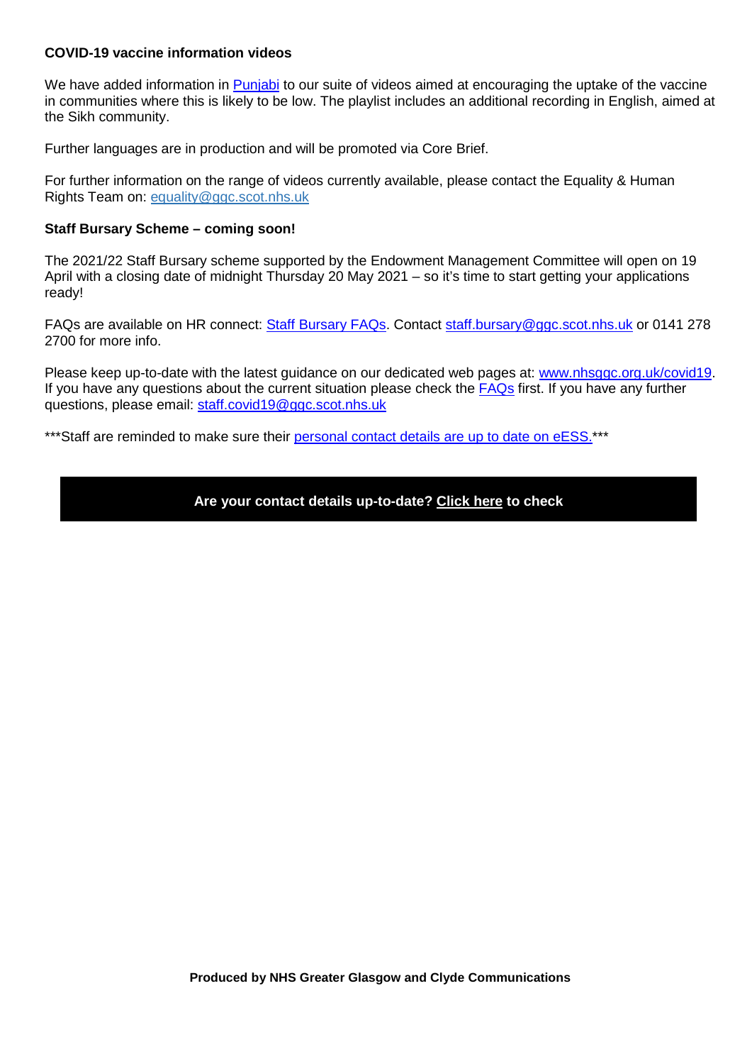**COVID-19 vaccine information videos**

We have added information in Punjabi to our suite of videos aimed at encouraging the uptake of the vaccine in communities where this is likely to be low. The playlist includes an additional recording in English, aimed at the Sikh community.

Further languages are in production and will be promoted via Core Brief.

For further information on the range of videos currently available, please contact the Equality & Human Rights Team on: equality@ggc.scot.nhs.uk

**Staff Bursary Scheme – coming soon!**

The 2021/22 Staff Bursary scheme supported by the Endowment Management Committee will open on 19 April with a closing date of midnight Thursday 20 May 2021 – so it's time to start getting your applications ready!

FAQs are available on HR connect: Staff Bursary FAQs. Contact staff.bursary@ggc.scot.nhs.uk or 0141 278 2700 for more info.

Please keep up-to-date with the latest guidance on our dedicated web pages at: www.nhsggc.org.uk/covid19. If you have any questions about the current situation please check the FAQs first. If you have any further questions, please email: staff.covid19@ggc.scot.nhs.uk

***Staff are reminded to make sure their personal contact details are up to date on eESS.***

**Are your contact details up-to-date? Click here to check**

**Produced by NHS Greater Glasgow and Clyde Communications**